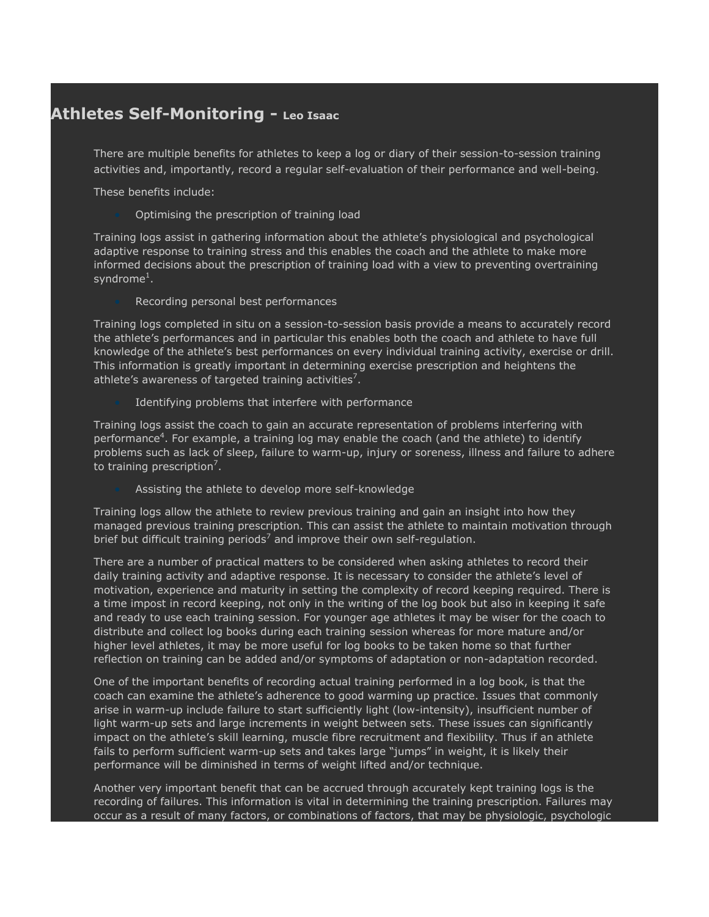# Athletes Self-Monitoring - Leo Isaac

There are multiple benefits for athletes to keep a log or diary of their session-to-session training activities and, importantly, record a regular self-evaluation of their performance and well-being.

These benefits include:

- Optimising the prescription of training load

Training logs assist in gathering information about the athlete's physiological and psychological adaptive response to training stress and this enables the coach and the athlete to make more informed decisions about the prescription of training load with a view to preventing overtraining syndrome[1].

- Recording personal best performances

Training logs completed in situ on a session-to-session basis provide a means to accurately record the athlete's performances and in particular this enables both the coach and athlete to have full knowledge of the athlete's best performances on every individual training activity, exercise or drill. This information is greatly important in determining exercise prescription and heightens the athlete's awareness of targeted training activities[7].

- Identifying problems that interfere with performance

Training logs assist the coach to gain an accurate representation of problems interfering with performance[4]. For example, a training log may enable the coach (and the athlete) to identify problems such as lack of sleep, failure to warm-up, injury or soreness, illness and failure to adhere to training prescription[7].

- Assisting the athlete to develop more self-knowledge

Training logs allow the athlete to review previous training and gain an insight into how they managed previous training prescription. This can assist the athlete to maintain motivation through brief but difficult training periods[7] and improve their own self-regulation.

There are a number of practical matters to be considered when asking athletes to record their daily training activity and adaptive response. It is necessary to consider the athlete's level of motivation, experience and maturity in setting the complexity of record keeping required. There is a time impost in record keeping, not only in the writing of the log book but also in keeping it safe and ready to use each training session. For younger age athletes it may be wiser for the coach to distribute and collect log books during each training session whereas for more mature and/or higher level athletes, it may be more useful for log books to be taken home so that further reflection on training can be added and/or symptoms of adaptation or non-adaptation recorded.

One of the important benefits of recording actual training performed in a log book, is that the coach can examine the athlete's adherence to good warming up practice. Issues that commonly arise in warm-up include failure to start sufficiently light (low-intensity), insufficient number of light warm-up sets and large increments in weight between sets. These issues can significantly impact on the athlete's skill learning, muscle fibre recruitment and flexibility. Thus if an athlete fails to perform sufficient warm-up sets and takes large "jumps" in weight, it is likely their performance will be diminished in terms of weight lifted and/or technique.

Another very important benefit that can be accrued through accurately kept training logs is the recording of failures. This information is vital in determining the training prescription. Failures may occur as a result of many factors, or combinations of factors, that may be physiologic, psychologic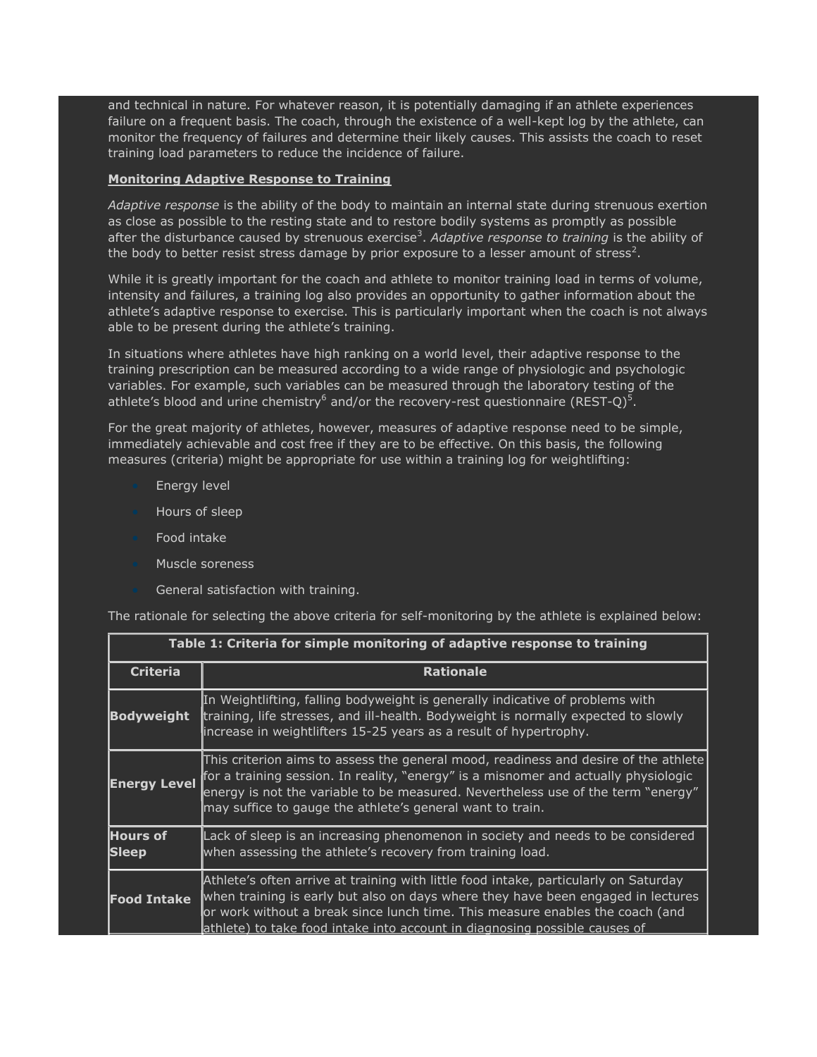and technical in nature. For whatever reason, it is potentially damaging if an athlete experiences failure on a frequent basis. The coach, through the existence of a well-kept log by the athlete, can monitor the frequency of failures and determine their likely causes. This assists the coach to reset training load parameters to reduce the incidence of failure.

**Monitoring Adaptive Response to Training**

*Adaptive response* is the ability of the body to maintain an internal state during strenuous exertion as close as possible to the resting state and to restore bodily systems as promptly as possible after the disturbance caused by strenuous exercise[3]. *Adaptive response to training* is the ability of the body to better resist stress damage by prior exposure to a lesser amount of stress[2].

While it is greatly important for the coach and athlete to monitor training load in terms of volume, intensity and failures, a training log also provides an opportunity to gather information about the athlete's adaptive response to exercise. This is particularly important when the coach is not always able to be present during the athlete's training.

In situations where athletes have high ranking on a world level, their adaptive response to the training prescription can be measured according to a wide range of physiologic and psychologic variables. For example, such variables can be measured through the laboratory testing of the athlete's blood and urine chemistry[6] and/or the recovery-rest questionnaire (REST-Q)[5].

For the great majority of athletes, however, measures of adaptive response need to be simple, immediately achievable and cost free if they are to be effective. On this basis, the following measures (criteria) might be appropriate for use within a training log for weightlifting:

- Energy level
- Hours of sleep
- Food intake
- Muscle soreness
- General satisfaction with training.

The rationale for selecting the above criteria for self-monitoring by the athlete is explained below:

**Table 1: Criteria for simple monitoring of adaptive response to training**

| Criteria | Rationale |
|---|---|
| **Bodyweight** | In Weightlifting, falling bodyweight is generally indicative of problems with training, life stresses, and ill-health. Bodyweight is normally expected to slowly increase in weightlifters 15-25 years as a result of hypertrophy. |
| **Energy Level** | This criterion aims to assess the general mood, readiness and desire of the athlete for a training session. In reality, "energy" is a misnomer and actually physiologic energy is not the variable to be measured. Nevertheless use of the term "energy" may suffice to gauge the athlete's general want to train. |
| **Hours of Sleep** | Lack of sleep is an increasing phenomenon in society and needs to be considered when assessing the athlete's recovery from training load. |
| **Food Intake** | Athlete's often arrive at training with little food intake, particularly on Saturday when training is early but also on days where they have been engaged in lectures or work without a break since lunch time. This measure enables the coach (and athlete) to take food intake into account in diagnosing possible causes of |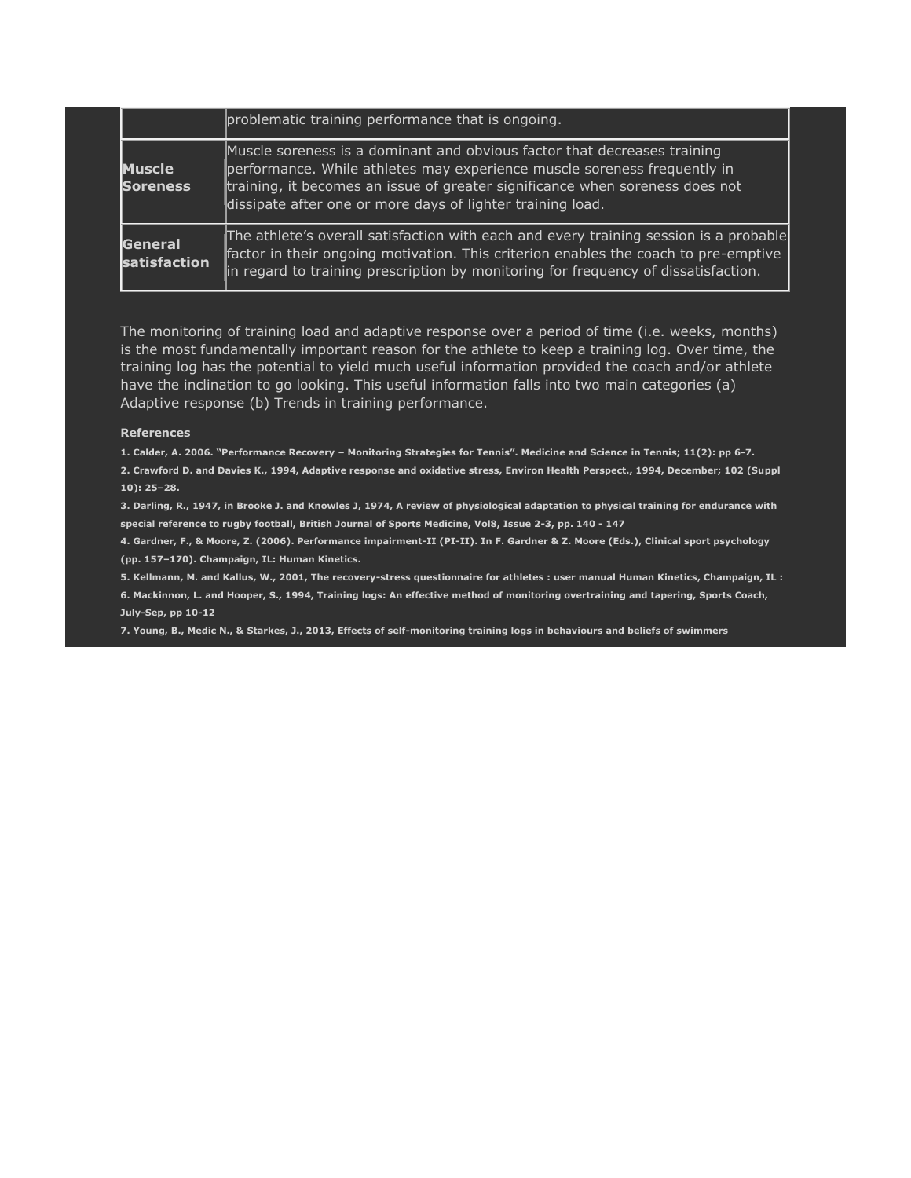| | |
|---|---|
| | problematic training performance that is ongoing. |
| **Muscle Soreness** | Muscle soreness is a dominant and obvious factor that decreases training performance. While athletes may experience muscle soreness frequently in training, it becomes an issue of greater significance when soreness does not dissipate after one or more days of lighter training load. |
| **General satisfaction** | The athlete's overall satisfaction with each and every training session is a probable factor in their ongoing motivation. This criterion enables the coach to pre-emptive in regard to training prescription by monitoring for frequency of dissatisfaction. |

The monitoring of training load and adaptive response over a period of time (i.e. weeks, months) is the most fundamentally important reason for the athlete to keep a training log. Over time, the training log has the potential to yield much useful information provided the coach and/or athlete have the inclination to go looking. This useful information falls into two main categories (a) Adaptive response (b) Trends in training performance.

**References**

**1. Calder, A. 2006. "Performance Recovery – Monitoring Strategies for Tennis". Medicine and Science in Tennis; 11(2): pp 6-7.**

**2. Crawford D. and Davies K., 1994, Adaptive response and oxidative stress, Environ Health Perspect., 1994, December; 102 (Suppl 10): 25–28.**

**3. Darling, R., 1947, in Brooke J. and Knowles J, 1974, A review of physiological adaptation to physical training for endurance with special reference to rugby football, British Journal of Sports Medicine, Vol8, Issue 2-3, pp. 140 - 147**

**4. Gardner, F., & Moore, Z. (2006). Performance impairment-II (PI-II). In F. Gardner & Z. Moore (Eds.), Clinical sport psychology (pp. 157–170). Champaign, IL: Human Kinetics.**

**5. Kellmann, M. and Kallus, W., 2001, The recovery-stress questionnaire for athletes : user manual Human Kinetics, Champaign, IL :**

**6. Mackinnon, L. and Hooper, S., 1994, Training logs: An effective method of monitoring overtraining and tapering, Sports Coach, July-Sep, pp 10-12**

**7. Young, B., Medic N., & Starkes, J., 2013, Effects of self-monitoring training logs in behaviours and beliefs of swimmers**